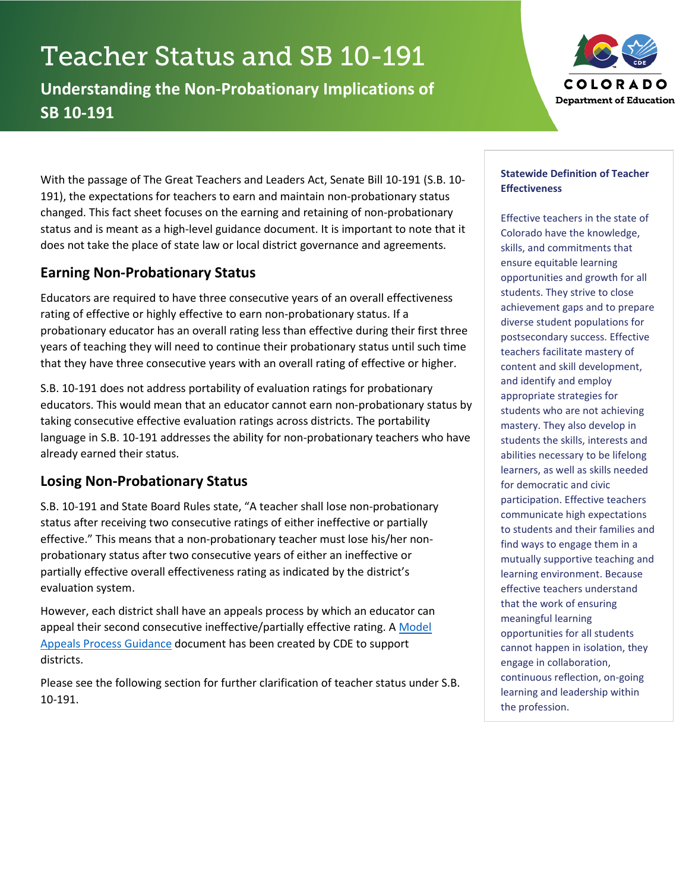# Teacher Status and SB 10-191

**Understanding the Non-Probationary Implications of SB 10-191**

With the passage of The Great Teachers and Leaders Act, Senate Bill 10-191 (S.B. 10-191), the expectations for teachers to earn and maintain non-probationary status changed. This fact sheet focuses on the earning and retaining of non-probationary status and is meant as a high-level guidance document. It is important to note that it does not take the place of state law or local district governance and agreements.

## Earning Non-Probationary Status

Educators are required to have three consecutive years of an overall effectiveness rating of effective or highly effective to earn non-probationary status. If a probationary educator has an overall rating less than effective during their first three years of teaching they will need to continue their probationary status until such time that they have three consecutive years with an overall rating of effective or higher.

S.B. 10-191 does not address portability of evaluation ratings for probationary educators. This would mean that an educator cannot earn non-probationary status by taking consecutive effective evaluation ratings across districts. The portability language in S.B. 10-191 addresses the ability for non-probationary teachers who have already earned their status.

## Losing Non-Probationary Status

S.B. 10-191 and State Board Rules state, "A teacher shall lose non-probationary status after receiving two consecutive ratings of either ineffective or partially effective." This means that a non-probationary teacher must lose his/her non-probationary status after two consecutive years of either an ineffective or partially effective overall effectiveness rating as indicated by the district's evaluation system.

However, each district shall have an appeals process by which an educator can appeal their second consecutive ineffective/partially effective rating. A Model Appeals Process Guidance document has been created by CDE to support districts.

Please see the following section for further clarification of teacher status under S.B. 10-191.

**Statewide Definition of Teacher Effectiveness**

Effective teachers in the state of Colorado have the knowledge, skills, and commitments that ensure equitable learning opportunities and growth for all students. They strive to close achievement gaps and to prepare diverse student populations for postsecondary success. Effective teachers facilitate mastery of content and skill development, and identify and employ appropriate strategies for students who are not achieving mastery. They also develop in students the skills, interests and abilities necessary to be lifelong learners, as well as skills needed for democratic and civic participation. Effective teachers communicate high expectations to students and their families and find ways to engage them in a mutually supportive teaching and learning environment. Because effective teachers understand that the work of ensuring meaningful learning opportunities for all students cannot happen in isolation, they engage in collaboration, continuous reflection, on-going learning and leadership within the profession.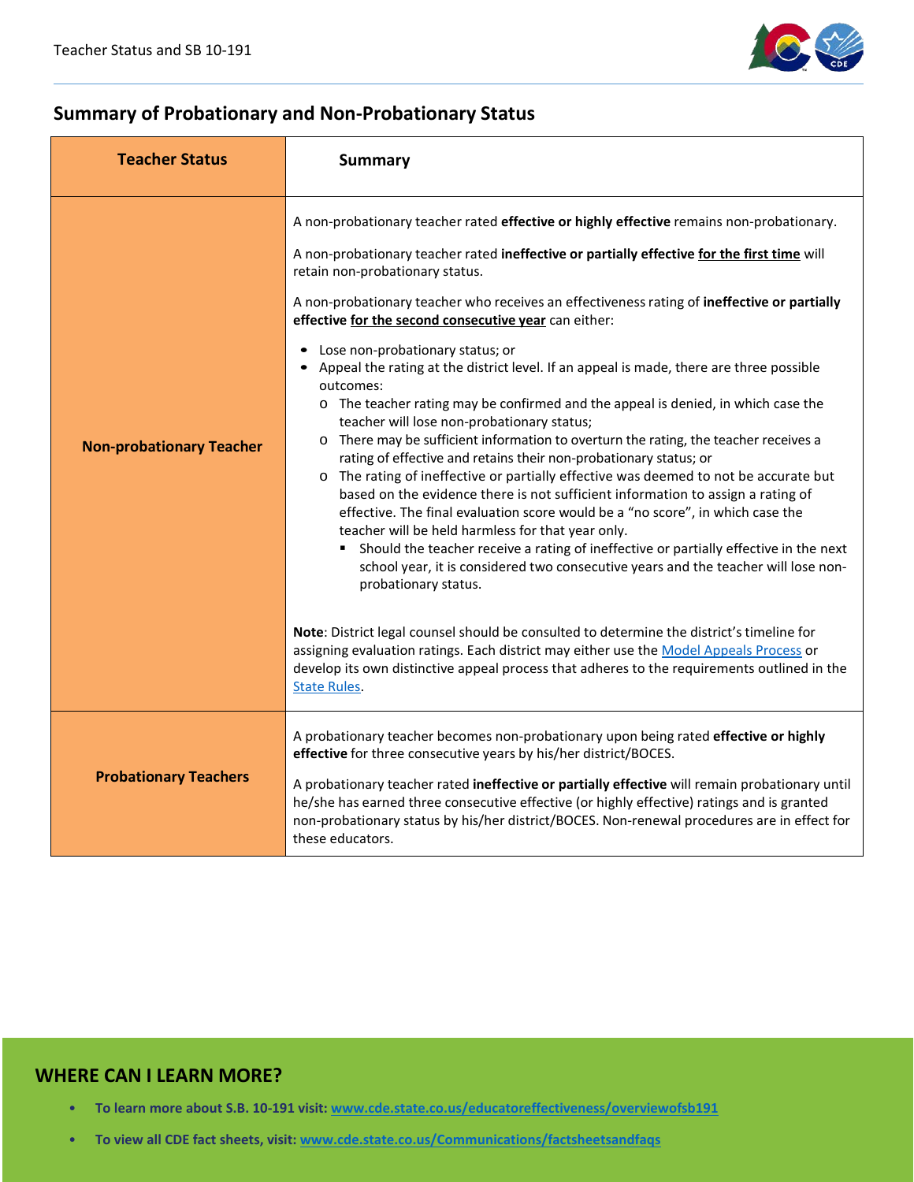## Summary of Probationary and Non-Probationary Status

| Teacher Status | Summary |
|---|---|
| **Non-probationary Teacher** | A non-probationary teacher rated **effective or highly effective** remains non-probationary.<br><br>A non-probationary teacher rated **ineffective or partially effective <u>for the first time</u>** will retain non-probationary status.<br><br>A non-probationary teacher who receives an effectiveness rating of **ineffective or partially effective <u>for the second consecutive year</u>** can either:<br>• Lose non-probationary status; or<br>• Appeal the rating at the district level. If an appeal is made, there are three possible outcomes:<br>  o The teacher rating may be confirmed and the appeal is denied, in which case the teacher will lose non-probationary status;<br>  o There may be sufficient information to overturn the rating, the teacher receives a rating of effective and retains their non-probationary status; or<br>  o The rating of ineffective or partially effective was deemed to not be accurate but based on the evidence there is not sufficient information to assign a rating of effective. The final evaluation score would be a "no score", in which case the teacher will be held harmless for that year only.<br>    ▪ Should the teacher receive a rating of ineffective or partially effective in the next school year, it is considered two consecutive years and the teacher will lose non-probationary status.<br><br>**Note**: District legal counsel should be consulted to determine the district's timeline for assigning evaluation ratings. Each district may either use the Model Appeals Process or develop its own distinctive appeal process that adheres to the requirements outlined in the State Rules. |
| **Probationary Teachers** | A probationary teacher becomes non-probationary upon being rated **effective or highly effective** for three consecutive years by his/her district/BOCES.<br><br>A probationary teacher rated **ineffective or partially effective** will remain probationary until he/she has earned three consecutive effective (or highly effective) ratings and is granted non-probationary status by his/her district/BOCES. Non-renewal procedures are in effect for these educators. |

## WHERE CAN I LEARN MORE?

- **To learn more about S.B. 10-191 visit: www.cde.state.co.us/educatoreffectiveness/overviewofsb191**
- **To view all CDE fact sheets, visit: www.cde.state.co.us/Communications/factsheetsandfaqs**